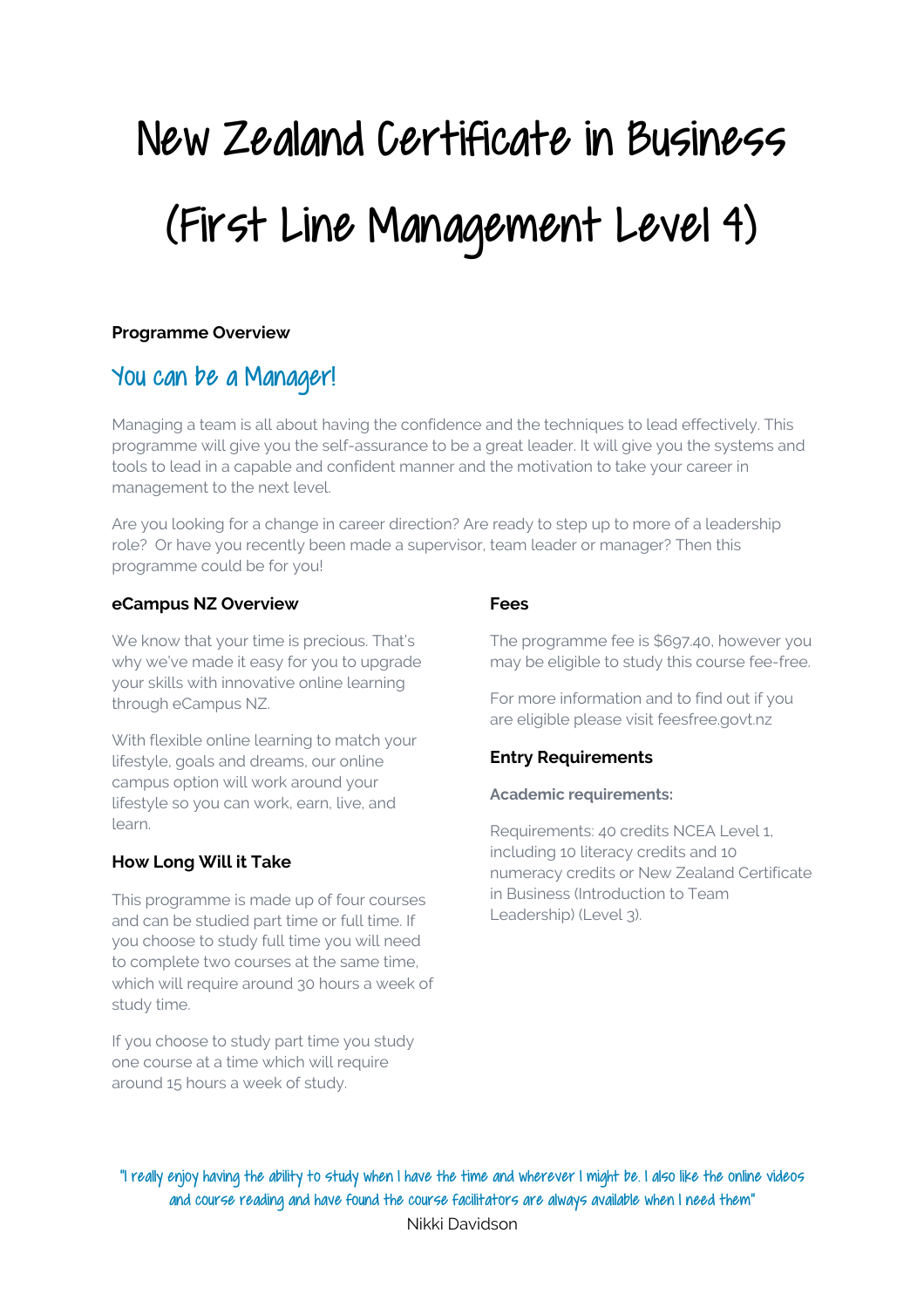# New Zealand Certificate in Business (First Line Management Level 4)

**Programme Overview**

## You can be a Manager!

Managing a team is all about having the confidence and the techniques to lead effectively. This programme will give you the self-assurance to be a great leader. It will give you the systems and tools to lead in a capable and confident manner and the motivation to take your career in management to the next level.

Are you looking for a change in career direction? Are ready to step up to more of a leadership role? Or have you recently been made a supervisor, team leader or manager? Then this programme could be for you!

### eCampus NZ Overview

We know that your time is precious. That's why we've made it easy for you to upgrade your skills with innovative online learning through eCampus NZ.

With flexible online learning to match your lifestyle, goals and dreams, our online campus option will work around your lifestyle so you can work, earn, live, and learn.

### How Long Will it Take

This programme is made up of four courses and can be studied part time or full time. If you choose to study full time you will need to complete two courses at the same time, which will require around 30 hours a week of study time.

If you choose to study part time you study one course at a time which will require around 15 hours a week of study.

### Fees

The programme fee is $697.40, however you may be eligible to study this course fee-free.

For more information and to find out if you are eligible please visit feesfree.govt.nz

### Entry Requirements

**Academic requirements:**

Requirements: 40 credits NCEA Level 1, including 10 literacy credits and 10 numeracy credits or New Zealand Certificate in Business (Introduction to Team Leadership) (Level 3).

"I really enjoy having the ability to study when I have the time and wherever I might be. I also like the online videos and course reading and have found the course facilitators are always available when I need them"

Nikki Davidson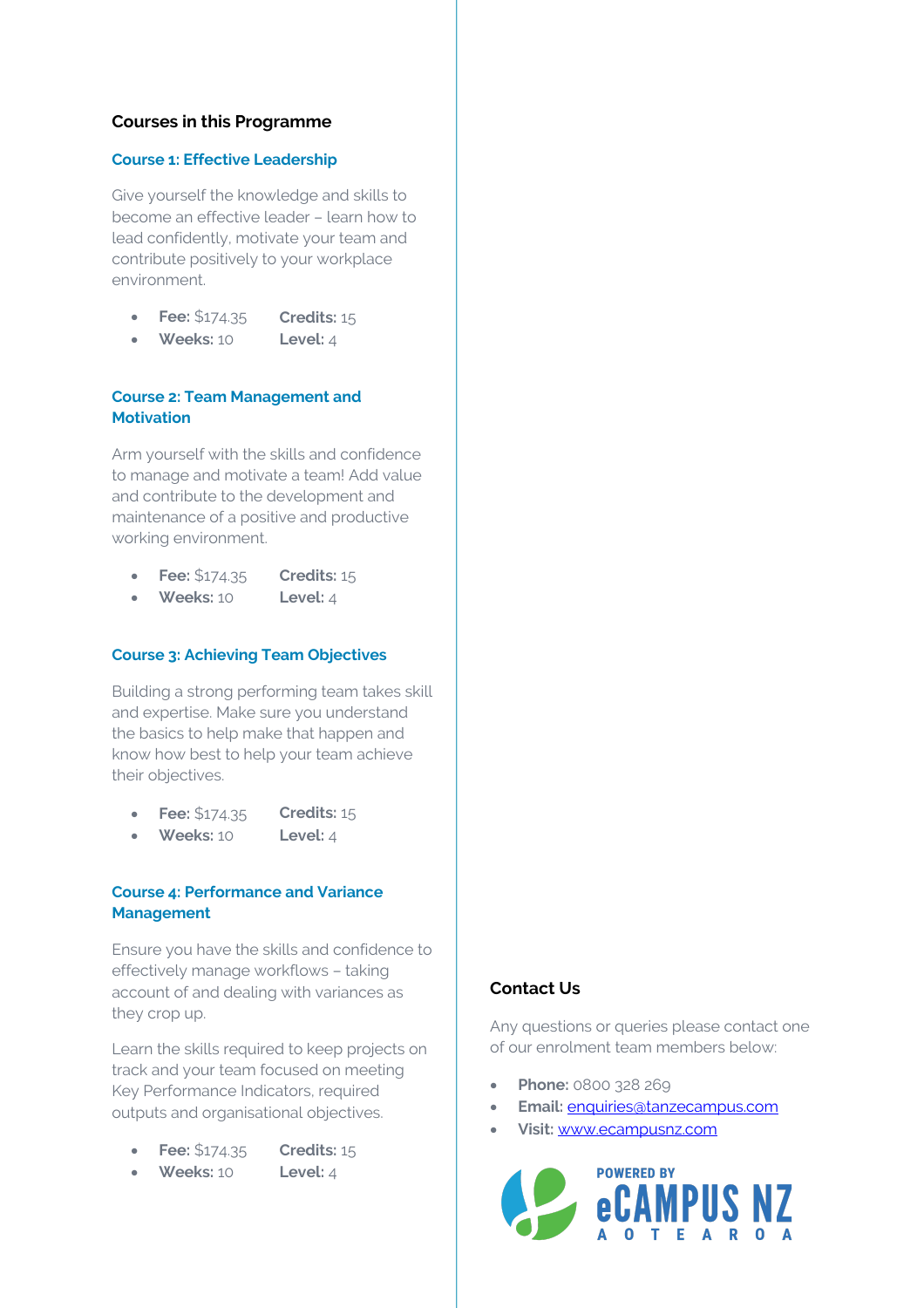## Courses in this Programme

### Course 1: Effective Leadership

Give yourself the knowledge and skills to become an effective leader – learn how to lead confidently, motivate your team and contribute positively to your workplace environment.

- **Fee:** $174.35 **Credits:** 15
- **Weeks:** 10 **Level:** 4

### Course 2: Team Management and Motivation

Arm yourself with the skills and confidence to manage and motivate a team! Add value and contribute to the development and maintenance of a positive and productive working environment.

- **Fee:** $174.35 **Credits:** 15
- **Weeks:** 10 **Level:** 4

### Course 3: Achieving Team Objectives

Building a strong performing team takes skill and expertise. Make sure you understand the basics to help make that happen and know how best to help your team achieve their objectives.

- **Fee:** $174.35 **Credits:** 15
- **Weeks:** 10 **Level:** 4

### Course 4: Performance and Variance Management

Ensure you have the skills and confidence to effectively manage workflows – taking account of and dealing with variances as they crop up.

Learn the skills required to keep projects on track and your team focused on meeting Key Performance Indicators, required outputs and organisational objectives.

- **Fee:** $174.35 **Credits:** 15
- **Weeks:** 10 **Level:** 4

## Contact Us

Any questions or queries please contact one of our enrolment team members below:

- **Phone:** 0800 328 269
- **Email:** enquiries@tanzecampus.com
- **Visit:** www.ecampusnz.com

POWERED BY eCAMPUS NZ AOTEAROA